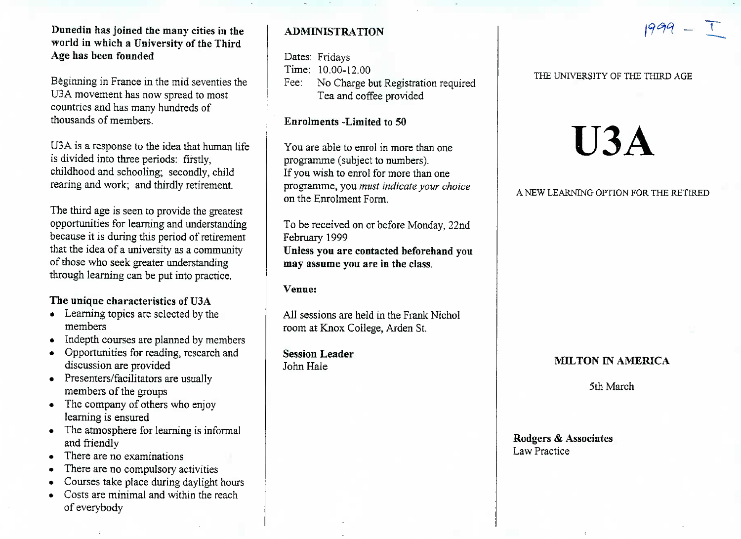**Dunedin has joined the many cities in the world in which a University of the Third Age has been founded**

Bèginning in France in the mid seventies the U3A movement has now spread to most countries and has many hundreds of thousands of members.

U3A is a response to the idea that human life is divided into three periods: firstly, childhood and schooling; secondly, child rearing and work; and thirdly retirement.

The third age is seen to provide the greatest opportunities for learning and understanding because it is during this period of retirement that the idea of a university as a community of those who seek greater understanding through learning can be put into practice.

**The unique characteristics of U3A**

- Learning topics are selected by the members
- Indepth courses are planned by members
- Opportunities for reading, research and discussion are provided
- Presenters/facilitators are usually members of the groups
- The company of others who enjoy learning is ensured
- The atmosphere for learning is informal and friendly
- There are no examinations
- There are no compulsory activities
- Courses take place during daylight hours
- Costs are minimal and within the reach of everybody

## ADMINISTRATION

Dates: Fridays
Time: 10.00-12.00
Fee: No Charge but Registration required
Tea and coffee provided

**Enrolments -Limited to 50**

You are able to enrol in more than one programme (subject to numbers).
If you wish to enrol for more than one programme, you *must indicate your choice* on the Enrolment Form.

To be received on or before Monday, 22nd February 1999
**Unless you are contacted beforehand you may assume you are in the class.**

**Venue:**

All sessions are held in the Frank Nichol room at Knox College, Arden St.

**Session Leader**
John Hale

1999 – I

THE UNIVERSITY OF THE THIRD AGE

# U3A

A NEW LEARNING OPTION FOR THE RETIRED

**MILTON IN AMERICA**

5th March

**Rodgers & Associates**
Law Practice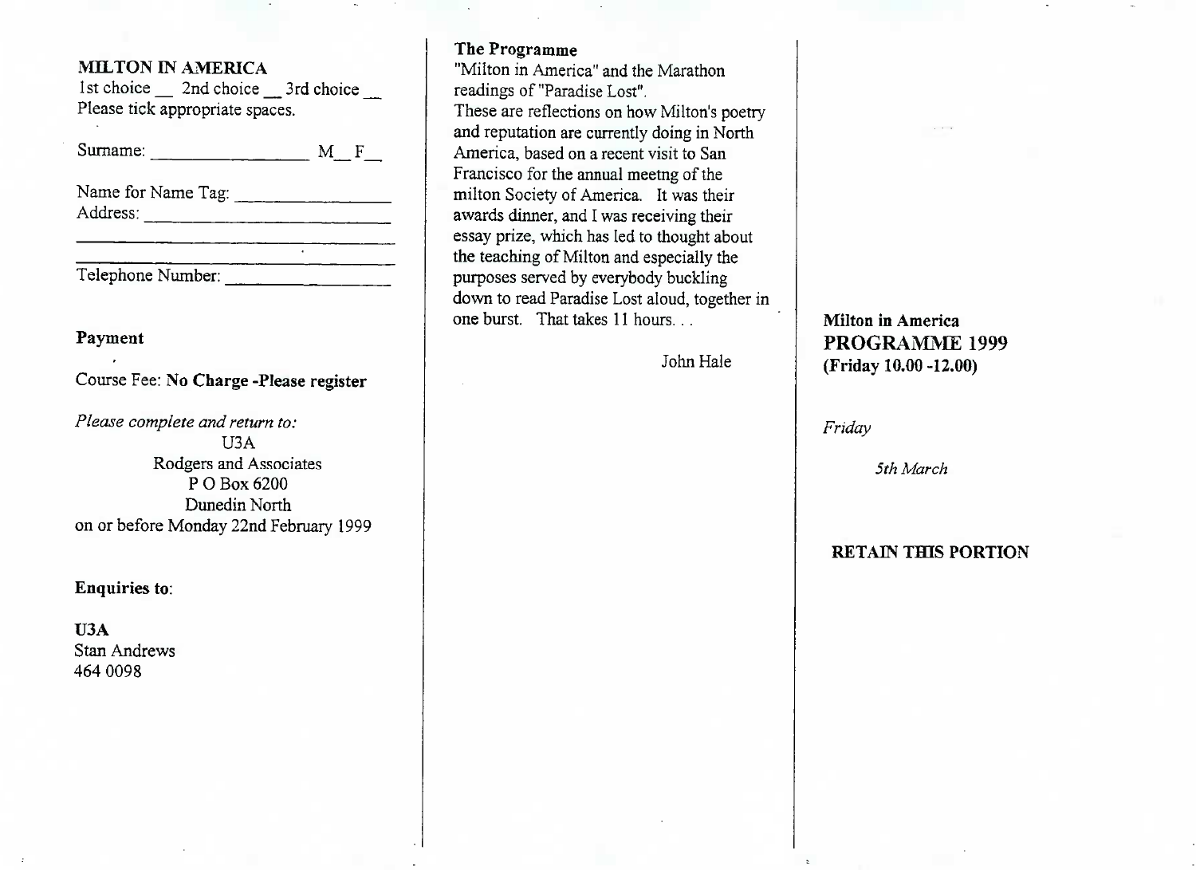**MILTON IN AMERICA**

1st choice __ 2nd choice __ 3rd choice __

Please tick appropriate spaces.

Surname: ________________ M__ F__

Name for Name Tag: ________________

Address: ________________________

________________________________

________________________________

Telephone Number: ________________

**Payment**

Course Fee: **No Charge -Please register**

*Please complete and return to:*

U3A
Rodgers and Associates
P O Box 6200
Dunedin North
on or before Monday 22nd February 1999

**Enquiries to**:

**U3A**
Stan Andrews
464 0098

**The Programme**

"Milton in America" and the Marathon readings of "Paradise Lost".

These are reflections on how Milton's poetry and reputation are currently doing in North America, based on a recent visit to San Francisco for the annual meetng of the milton Society of America. It was their awards dinner, and I was receiving their essay prize, which has led to thought about the teaching of Milton and especially the purposes served by everybody buckling down to read Paradise Lost aloud, together in one burst. That takes 11 hours. . .

John Hale

**Milton in America**

**PROGRAMME 1999**

**(Friday 10.00 -12.00)**

*Friday*

*5th March*

**RETAIN THIS PORTION**